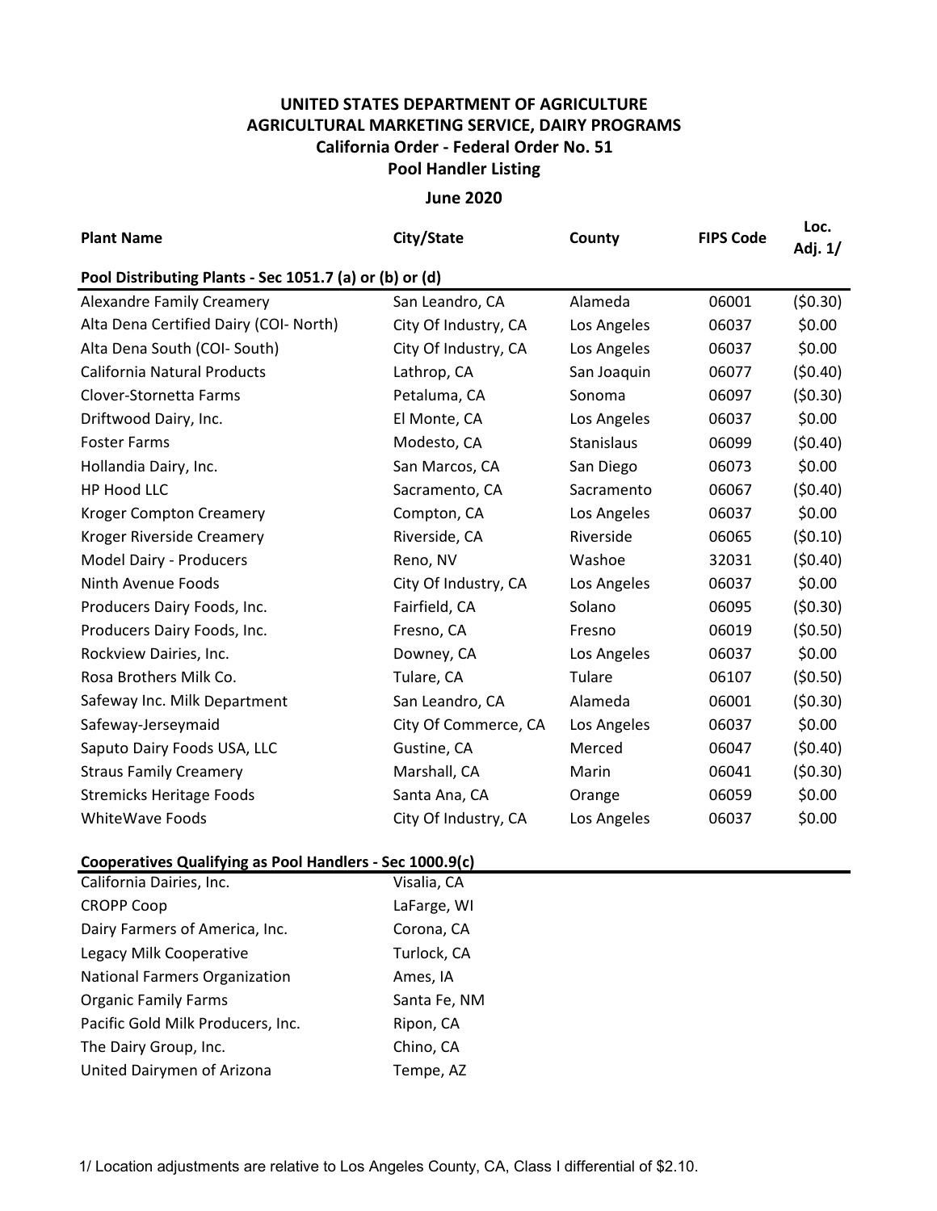# UNITED STATES DEPARTMENT OF AGRICULTURE
## AGRICULTURAL MARKETING SERVICE, DAIRY PROGRAMS
### California Order - Federal Order No. 51
### Pool Handler Listing

**June 2020**

| Plant Name | City/State | County | FIPS Code | Loc. Adj. 1/ |
|---|---|---|---|---|
| **Pool Distributing Plants - Sec 1051.7 (a) or (b) or (d)** | | | | |
| Alexandre Family Creamery | San Leandro, CA | Alameda | 06001 | ($0.30) |
| Alta Dena Certified Dairy (COI- North) | City Of Industry, CA | Los Angeles | 06037 | $0.00 |
| Alta Dena South (COI- South) | City Of Industry, CA | Los Angeles | 06037 | $0.00 |
| California Natural Products | Lathrop, CA | San Joaquin | 06077 | ($0.40) |
| Clover-Stornetta Farms | Petaluma, CA | Sonoma | 06097 | ($0.30) |
| Driftwood Dairy, Inc. | El Monte, CA | Los Angeles | 06037 | $0.00 |
| Foster Farms | Modesto, CA | Stanislaus | 06099 | ($0.40) |
| Hollandia Dairy, Inc. | San Marcos, CA | San Diego | 06073 | $0.00 |
| HP Hood LLC | Sacramento, CA | Sacramento | 06067 | ($0.40) |
| Kroger Compton Creamery | Compton, CA | Los Angeles | 06037 | $0.00 |
| Kroger Riverside Creamery | Riverside, CA | Riverside | 06065 | ($0.10) |
| Model Dairy - Producers | Reno, NV | Washoe | 32031 | ($0.40) |
| Ninth Avenue Foods | City Of Industry, CA | Los Angeles | 06037 | $0.00 |
| Producers Dairy Foods, Inc. | Fairfield, CA | Solano | 06095 | ($0.30) |
| Producers Dairy Foods, Inc. | Fresno, CA | Fresno | 06019 | ($0.50) |
| Rockview Dairies, Inc. | Downey, CA | Los Angeles | 06037 | $0.00 |
| Rosa Brothers Milk Co. | Tulare, CA | Tulare | 06107 | ($0.50) |
| Safeway Inc. Milk Department | San Leandro, CA | Alameda | 06001 | ($0.30) |
| Safeway-Jerseymaid | City Of Commerce, CA | Los Angeles | 06037 | $0.00 |
| Saputo Dairy Foods USA, LLC | Gustine, CA | Merced | 06047 | ($0.40) |
| Straus Family Creamery | Marshall, CA | Marin | 06041 | ($0.30) |
| Stremicks Heritage Foods | Santa Ana, CA | Orange | 06059 | $0.00 |
| WhiteWave Foods | City Of Industry, CA | Los Angeles | 06037 | $0.00 |
| **Cooperatives Qualifying as Pool Handlers - Sec 1000.9(c)** | | | | |
| California Dairies, Inc. | Visalia, CA | | | |
| CROPP Coop | LaFarge, WI | | | |
| Dairy Farmers of America, Inc. | Corona, CA | | | |
| Legacy Milk Cooperative | Turlock, CA | | | |
| National Farmers Organization | Ames, IA | | | |
| Organic Family Farms | Santa Fe, NM | | | |
| Pacific Gold Milk Producers, Inc. | Ripon, CA | | | |
| The Dairy Group, Inc. | Chino, CA | | | |
| United Dairymen of Arizona | Tempe, AZ | | | |

1/ Location adjustments are relative to Los Angeles County, CA, Class I differential of $2.10.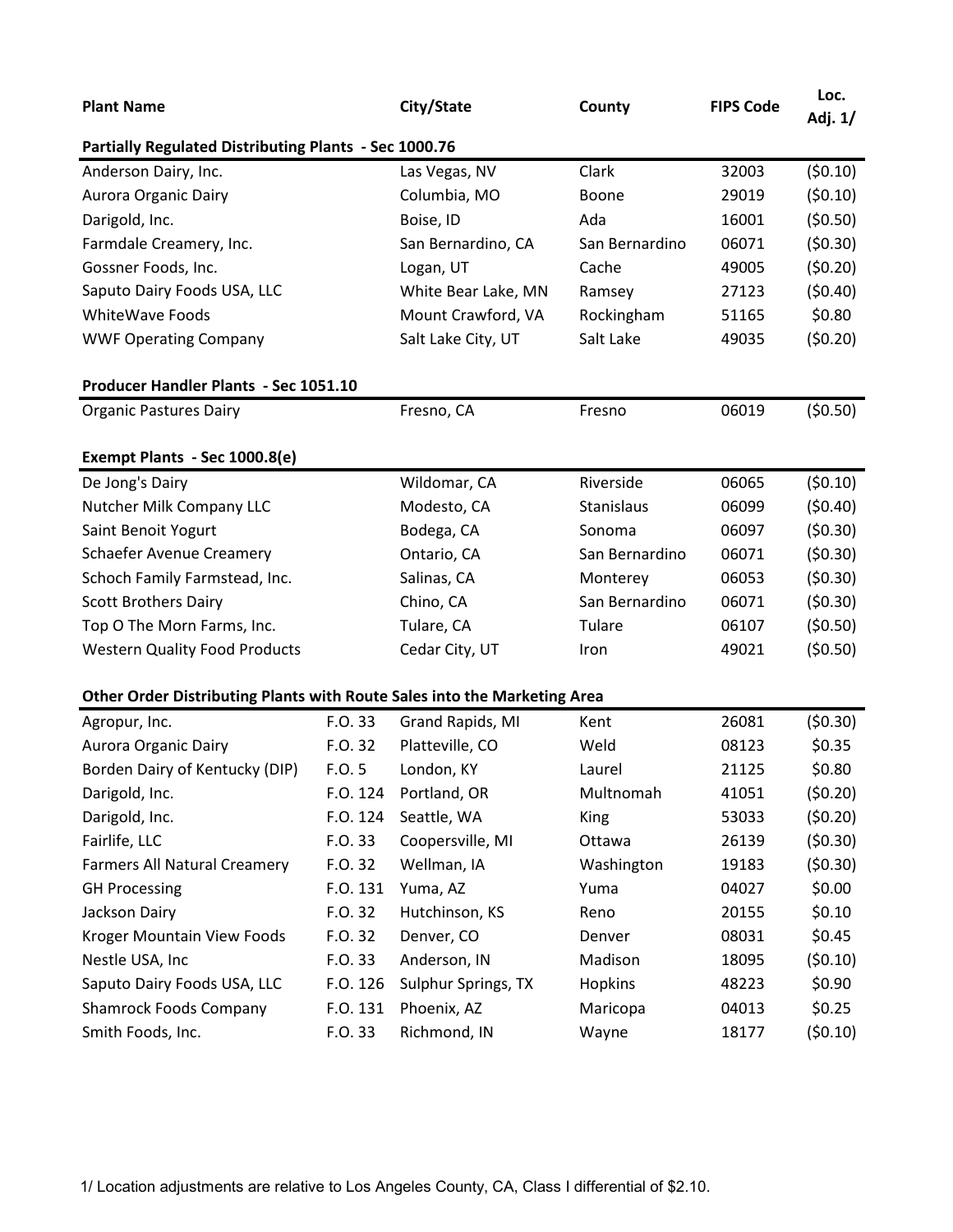| Plant Name | | City/State | County | FIPS Code | Loc. Adj. 1/ |
|---|---|---|---|---|---|
| **Partially Regulated Distributing Plants - Sec 1000.76** | | | | | |
| Anderson Dairy, Inc. | | Las Vegas, NV | Clark | 32003 | ($0.10) |
| Aurora Organic Dairy | | Columbia, MO | Boone | 29019 | ($0.10) |
| Darigold, Inc. | | Boise, ID | Ada | 16001 | ($0.50) |
| Farmdale Creamery, Inc. | | San Bernardino, CA | San Bernardino | 06071 | ($0.30) |
| Gossner Foods, Inc. | | Logan, UT | Cache | 49005 | ($0.20) |
| Saputo Dairy Foods USA, LLC | | White Bear Lake, MN | Ramsey | 27123 | ($0.40) |
| WhiteWave Foods | | Mount Crawford, VA | Rockingham | 51165 | $0.80 |
| WWF Operating Company | | Salt Lake City, UT | Salt Lake | 49035 | ($0.20) |
| **Producer Handler Plants - Sec 1051.10** | | | | | |
| Organic Pastures Dairy | | Fresno, CA | Fresno | 06019 | ($0.50) |
| **Exempt Plants - Sec 1000.8(e)** | | | | | |
| De Jong's Dairy | | Wildomar, CA | Riverside | 06065 | ($0.10) |
| Nutcher Milk Company LLC | | Modesto, CA | Stanislaus | 06099 | ($0.40) |
| Saint Benoit Yogurt | | Bodega, CA | Sonoma | 06097 | ($0.30) |
| Schaefer Avenue Creamery | | Ontario, CA | San Bernardino | 06071 | ($0.30) |
| Schoch Family Farmstead, Inc. | | Salinas, CA | Monterey | 06053 | ($0.30) |
| Scott Brothers Dairy | | Chino, CA | San Bernardino | 06071 | ($0.30) |
| Top O The Morn Farms, Inc. | | Tulare, CA | Tulare | 06107 | ($0.50) |
| Western Quality Food Products | | Cedar City, UT | Iron | 49021 | ($0.50) |
| **Other Order Distributing Plants with Route Sales into the Marketing Area** | | | | | |
| Agropur, Inc. | F.O. 33 | Grand Rapids, MI | Kent | 26081 | ($0.30) |
| Aurora Organic Dairy | F.O. 32 | Platteville, CO | Weld | 08123 | $0.35 |
| Borden Dairy of Kentucky (DIP) | F.O. 5 | London, KY | Laurel | 21125 | $0.80 |
| Darigold, Inc. | F.O. 124 | Portland, OR | Multnomah | 41051 | ($0.20) |
| Darigold, Inc. | F.O. 124 | Seattle, WA | King | 53033 | ($0.20) |
| Fairlife, LLC | F.O. 33 | Coopersville, MI | Ottawa | 26139 | ($0.30) |
| Farmers All Natural Creamery | F.O. 32 | Wellman, IA | Washington | 19183 | ($0.30) |
| GH Processing | F.O. 131 | Yuma, AZ | Yuma | 04027 | $0.00 |
| Jackson Dairy | F.O. 32 | Hutchinson, KS | Reno | 20155 | $0.10 |
| Kroger Mountain View Foods | F.O. 32 | Denver, CO | Denver | 08031 | $0.45 |
| Nestle USA, Inc | F.O. 33 | Anderson, IN | Madison | 18095 | ($0.10) |
| Saputo Dairy Foods USA, LLC | F.O. 126 | Sulphur Springs, TX | Hopkins | 48223 | $0.90 |
| Shamrock Foods Company | F.O. 131 | Phoenix, AZ | Maricopa | 04013 | $0.25 |
| Smith Foods, Inc. | F.O. 33 | Richmond, IN | Wayne | 18177 | ($0.10) |

1/ Location adjustments are relative to Los Angeles County, CA, Class I differential of $2.10.